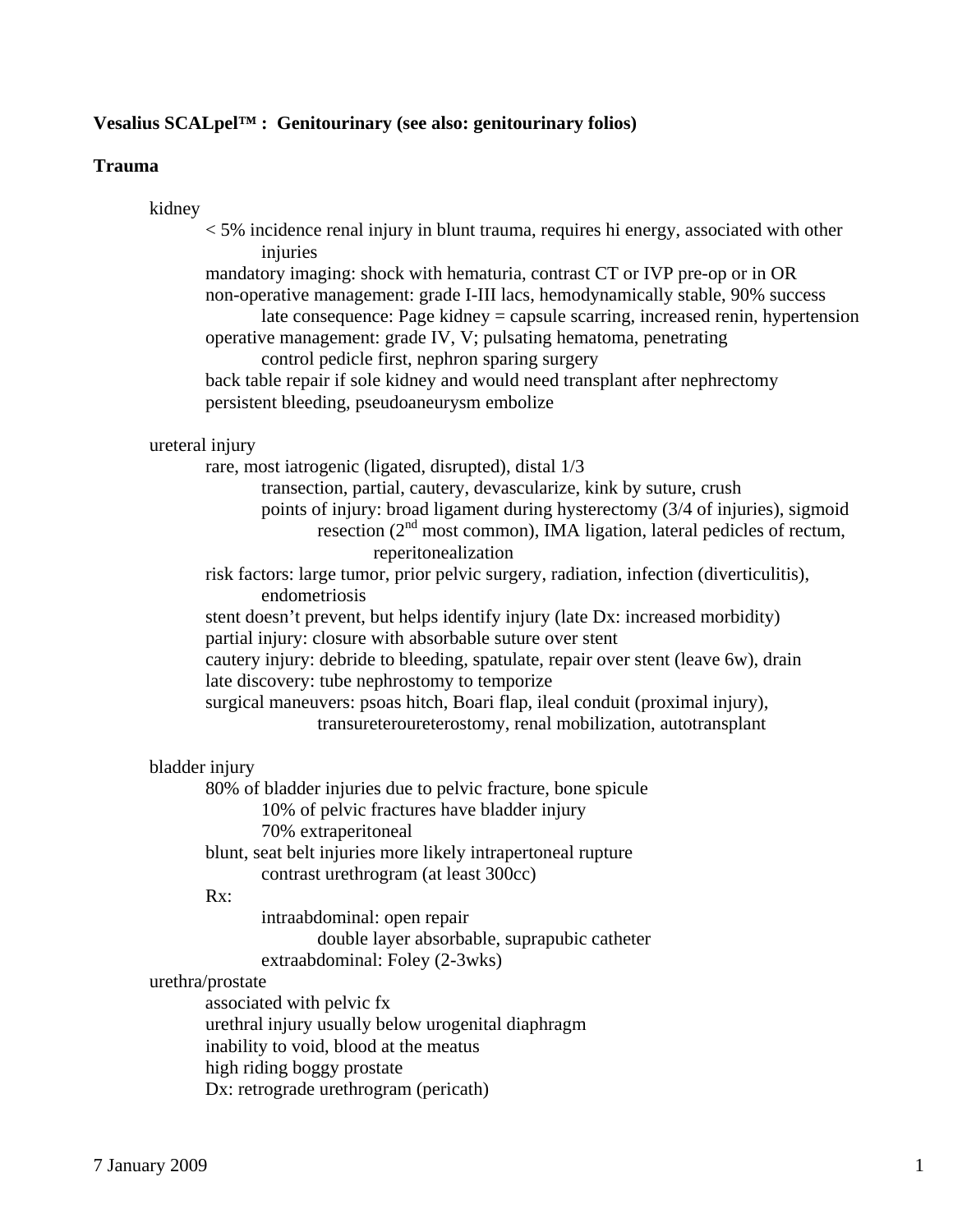**Vesalius SCALpel™ : Genitourinary (see also: genitourinary folios)**

**Trauma**

- kidney
  - < 5% incidence renal injury in blunt trauma, requires hi energy, associated with other injuries
  - mandatory imaging: shock with hematuria, contrast CT or IVP pre-op or in OR
  - non-operative management: grade I-III lacs, hemodynamically stable, 90% success
    - late consequence: Page kidney = capsule scarring, increased renin, hypertension
  - operative management: grade IV, V; pulsating hematoma, penetrating
    - control pedicle first, nephron sparing surgery
  - back table repair if sole kidney and would need transplant after nephrectomy
  - persistent bleeding, pseudoaneurysm embolize

- ureteral injury
  - rare, most iatrogenic (ligated, disrupted), distal 1/3
    - transection, partial, cautery, devascularize, kink by suture, crush
    - points of injury: broad ligament during hysterectomy (3/4 of injuries), sigmoid resection (2nd most common), IMA ligation, lateral pedicles of rectum, reperitonealization
  - risk factors: large tumor, prior pelvic surgery, radiation, infection (diverticulitis), endometriosis
  - stent doesn't prevent, but helps identify injury (late Dx: increased morbidity)
  - partial injury: closure with absorbable suture over stent
  - cautery injury: debride to bleeding, spatulate, repair over stent (leave 6w), drain
  - late discovery: tube nephrostomy to temporize
  - surgical maneuvers: psoas hitch, Boari flap, ileal conduit (proximal injury), transureteroureterostomy, renal mobilization, autotransplant

- bladder injury
  - 80% of bladder injuries due to pelvic fracture, bone spicule
    - 10% of pelvic fractures have bladder injury
    - 70% extraperitoneal
  - blunt, seat belt injuries more likely intrapertoneal rupture
    - contrast urethrogram (at least 300cc)
  - Rx:
    - intraabdominal: open repair
      - double layer absorbable, suprapubic catheter
    - extraabdominal: Foley (2-3wks)
- urethra/prostate
  - associated with pelvic fx
  - urethral injury usually below urogenital diaphragm
  - inability to void, blood at the meatus
  - high riding boggy prostate
  - Dx: retrograde urethrogram (pericath)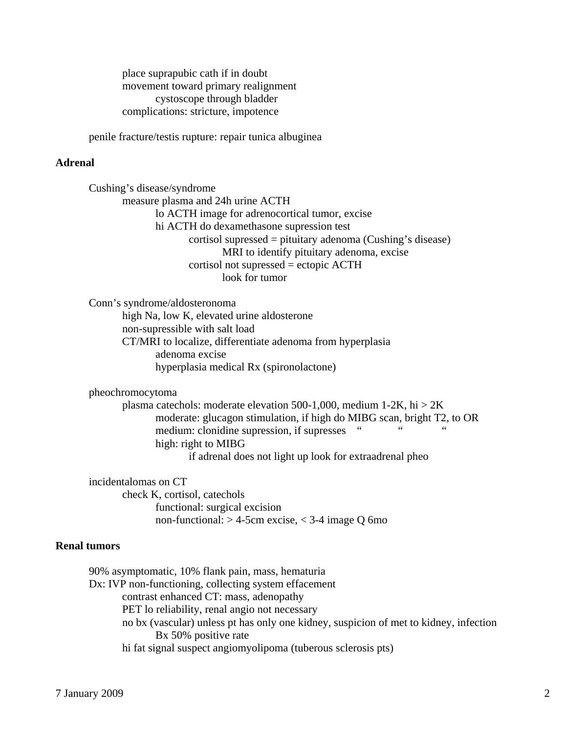- place suprapubic cath if in doubt
- movement toward primary realignment
  - cystoscope through bladder
- complications: stricture, impotence

penile fracture/testis rupture: repair tunica albuginea

## Adrenal

Cushing's disease/syndrome

- measure plasma and 24h urine ACTH
  - lo ACTH image for adrenocortical tumor, excise
  - hi ACTH do dexamethasone supression test
    - cortisol supressed = pituitary adenoma (Cushing's disease)
      - MRI to identify pituitary adenoma, excise
    - cortisol not supressed = ectopic ACTH
      - look for tumor

Conn's syndrome/aldosteronoma

- high Na, low K, elevated urine aldosterone
- non-supressible with salt load
- CT/MRI to localize, differentiate adenoma from hyperplasia
  - adenoma excise
  - hyperplasia medical Rx (spironolactone)

pheochromocytoma

- plasma catechols: moderate elevation 500-1,000, medium 1-2K, hi > 2K
  - moderate: glucagon stimulation, if high do MIBG scan, bright T2, to OR
  - medium: clonidine supression, if supresses " " "
  - high: right to MIBG
    - if adrenal does not light up look for extraadrenal pheo

incidentalomas on CT

- check K, cortisol, catechols
  - functional: surgical excision
  - non-functional: > 4-5cm excise, < 3-4 image Q 6mo

## Renal tumors

- 90% asymptomatic, 10% flank pain, mass, hematuria
- Dx: IVP non-functioning, collecting system effacement
  - contrast enhanced CT: mass, adenopathy
  - PET lo reliability, renal angio not necessary
  - no bx (vascular) unless pt has only one kidney, suspicion of met to kidney, infection
    - Bx 50% positive rate
  - hi fat signal suspect angiomyolipoma (tuberous sclerosis pts)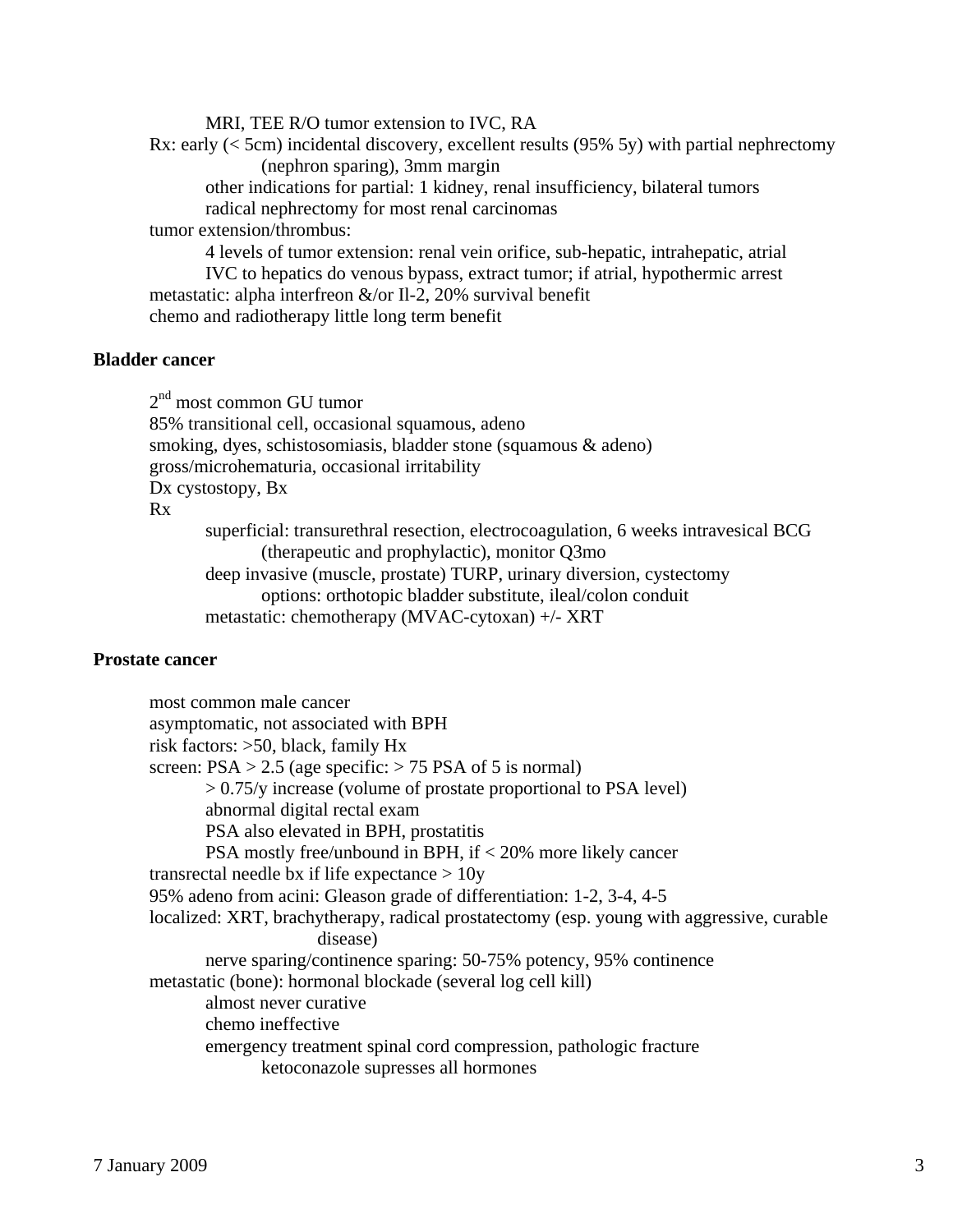MRI, TEE R/O tumor extension to IVC, RA

Rx: early (< 5cm) incidental discovery, excellent results (95% 5y) with partial nephrectomy (nephron sparing), 3mm margin

- other indications for partial: 1 kidney, renal insufficiency, bilateral tumors
- radical nephrectomy for most renal carcinomas

tumor extension/thrombus:

- 4 levels of tumor extension: renal vein orifice, sub-hepatic, intrahepatic, atrial
- IVC to hepatics do venous bypass, extract tumor; if atrial, hypothermic arrest

metastatic: alpha interfreon &/or Il-2, 20% survival benefit

chemo and radiotherapy little long term benefit

**Bladder cancer**

2nd most common GU tumor

85% transitional cell, occasional squamous, adeno

smoking, dyes, schistosomiasis, bladder stone (squamous & adeno)

gross/microhematuria, occasional irritability

Dx cystostopy, Bx

Rx

- superficial: transurethral resection, electrocoagulation, 6 weeks intravesical BCG (therapeutic and prophylactic), monitor Q3mo
- deep invasive (muscle, prostate) TURP, urinary diversion, cystectomy
  - options: orthotopic bladder substitute, ileal/colon conduit
- metastatic: chemotherapy (MVAC-cytoxan) +/- XRT

**Prostate cancer**

most common male cancer

asymptomatic, not associated with BPH

risk factors: >50, black, family Hx

screen: PSA > 2.5 (age specific: > 75 PSA of 5 is normal)

- > 0.75/y increase (volume of prostate proportional to PSA level)
- abnormal digital rectal exam
- PSA also elevated in BPH, prostatitis
- PSA mostly free/unbound in BPH, if < 20% more likely cancer

transrectal needle bx if life expectance > 10y

95% adeno from acini: Gleason grade of differentiation: 1-2, 3-4, 4-5

localized: XRT, brachytherapy, radical prostatectomy (esp. young with aggressive, curable disease)

- nerve sparing/continence sparing: 50-75% potency, 95% continence

metastatic (bone): hormonal blockade (several log cell kill)

- almost never curative
- chemo ineffective
- emergency treatment spinal cord compression, pathologic fracture
  - ketoconazole supresses all hormones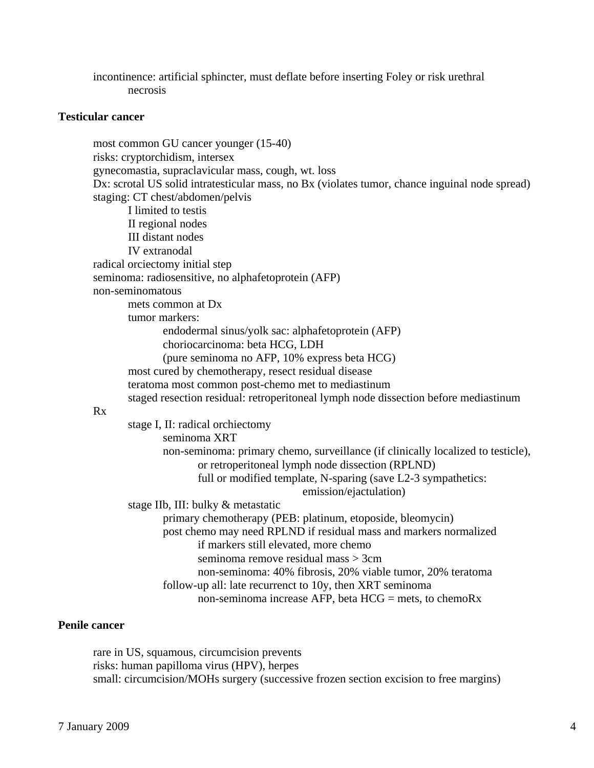- incontinence: artificial sphincter, must deflate before inserting Foley or risk urethral necrosis

**Testicular cancer**

- most common GU cancer younger (15-40)
- risks: cryptorchidism, intersex
- gynecomastia, supraclavicular mass, cough, wt. loss
- Dx: scrotal US solid intratesticular mass, no Bx (violates tumor, chance inguinal node spread)
- staging: CT chest/abdomen/pelvis
  - I limited to testis
  - II regional nodes
  - III distant nodes
  - IV extranodal
- radical orciectomy initial step
- seminoma: radiosensitive, no alphafetoprotein (AFP)
- non-seminomatous
  - mets common at Dx
  - tumor markers:
    - endodermal sinus/yolk sac: alphafetoprotein (AFP)
    - choriocarcinoma: beta HCG, LDH
    - (pure seminoma no AFP, 10% express beta HCG)
  - most cured by chemotherapy, resect residual disease
  - teratoma most common post-chemo met to mediastinum
  - staged resection residual: retroperitoneal lymph node dissection before mediastinum
- Rx
  - stage I, II: radical orchiectomy
    - seminoma XRT
    - non-seminoma: primary chemo, surveillance (if clinically localized to testicle), or retroperitoneal lymph node dissection (RPLND)
      - full or modified template, N-sparing (save L2-3 sympathetics: emission/ejactulation)
  - stage IIb, III: bulky & metastatic
    - primary chemotherapy (PEB: platinum, etoposide, bleomycin)
    - post chemo may need RPLND if residual mass and markers normalized
      - if markers still elevated, more chemo
      - seminoma remove residual mass > 3cm
      - non-seminoma: 40% fibrosis, 20% viable tumor, 20% teratoma
    - follow-up all: late recurrenct to 10y, then XRT seminoma
      - non-seminoma increase AFP, beta HCG = mets, to chemoRx

**Penile cancer**

- rare in US, squamous, circumcision prevents
- risks: human papilloma virus (HPV), herpes
- small: circumcision/MOHs surgery (successive frozen section excision to free margins)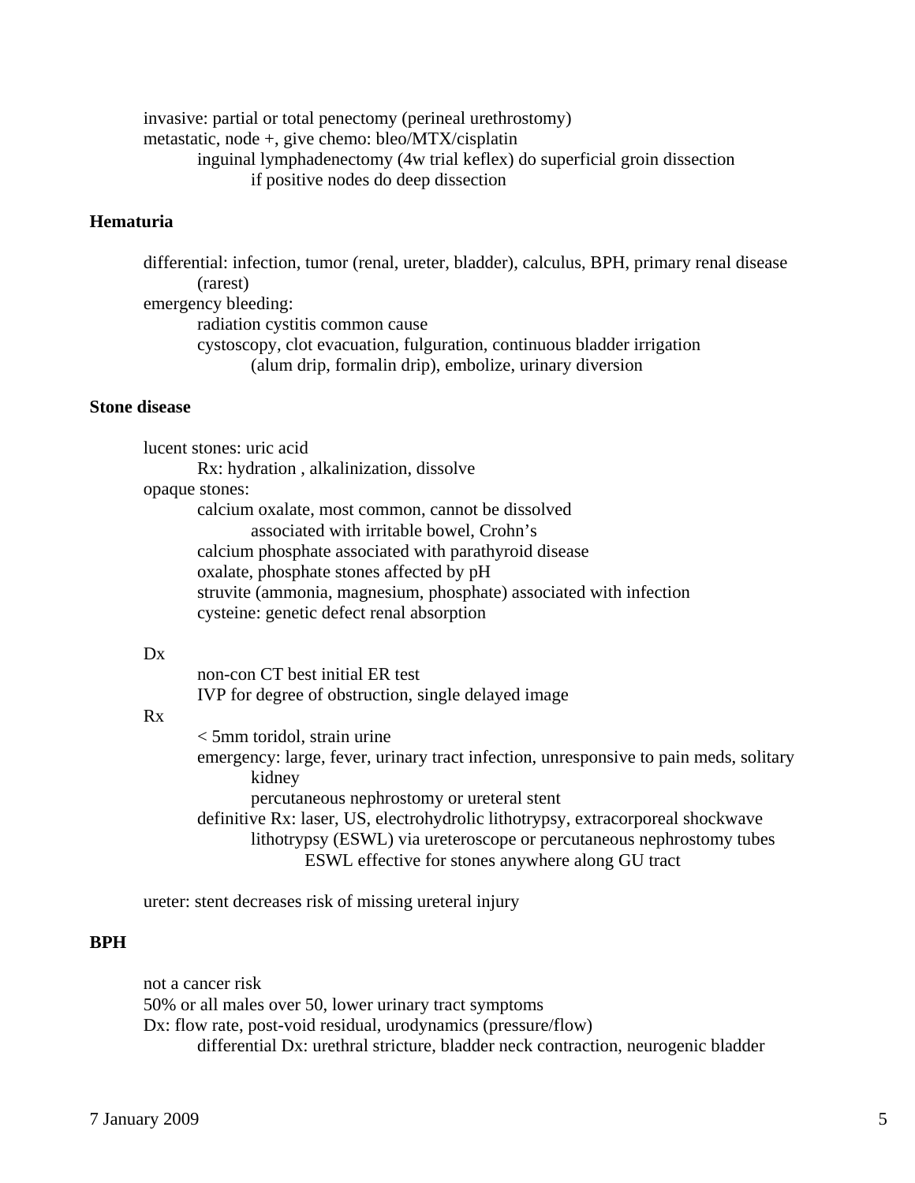- invasive: partial or total penectomy (perineal urethrostomy)
- metastatic, node +, give chemo: bleo/MTX/cisplatin
    - inguinal lymphadenectomy (4w trial keflex) do superficial groin dissection
        - if positive nodes do deep dissection

**Hematuria**

- differential: infection, tumor (renal, ureter, bladder), calculus, BPH, primary renal disease (rarest)
- emergency bleeding:
    - radiation cystitis common cause
    - cystoscopy, clot evacuation, fulguration, continuous bladder irrigation
        - (alum drip, formalin drip), embolize, urinary diversion

**Stone disease**

- lucent stones: uric acid
    - Rx: hydration , alkalinization, dissolve
- opaque stones:
    - calcium oxalate, most common, cannot be dissolved
        - associated with irritable bowel, Crohn's
    - calcium phosphate associated with parathyroid disease
    - oxalate, phosphate stones affected by pH
    - struvite (ammonia, magnesium, phosphate) associated with infection
    - cysteine: genetic defect renal absorption

- Dx
    - non-con CT best initial ER test
    - IVP for degree of obstruction, single delayed image
- Rx
    - < 5mm toridol, strain urine
    - emergency: large, fever, urinary tract infection, unresponsive to pain meds, solitary kidney
        - percutaneous nephrostomy or ureteral stent
    - definitive Rx: laser, US, electrohydrolic lithotrypsy, extracorporeal shockwave lithotrypsy (ESWL) via ureteroscope or percutaneous nephrostomy tubes
        - ESWL effective for stones anywhere along GU tract

- ureter: stent decreases risk of missing ureteral injury

**BPH**

- not a cancer risk
- 50% or all males over 50, lower urinary tract symptoms
- Dx: flow rate, post-void residual, urodynamics (pressure/flow)
    - differential Dx: urethral stricture, bladder neck contraction, neurogenic bladder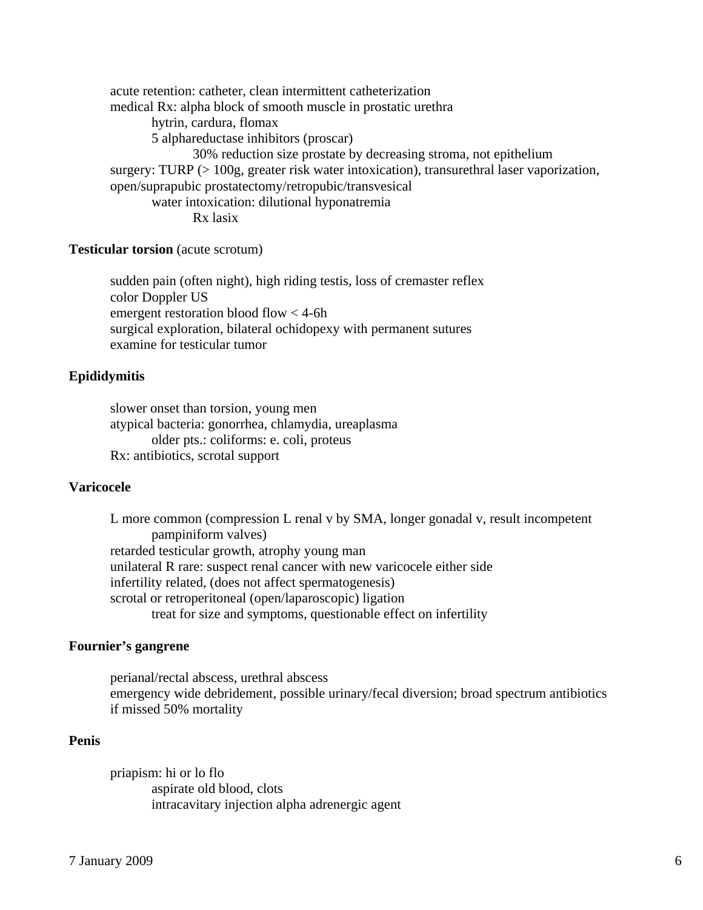- acute retention: catheter, clean intermittent catheterization
- medical Rx: alpha block of smooth muscle in prostatic urethra
  - hytrin, cardura, flomax
  - 5 alphareductase inhibitors (proscar)
    - 30% reduction size prostate by decreasing stroma, not epithelium
- surgery: TURP (> 100g, greater risk water intoxication), transurethral laser vaporization, open/suprapubic prostatectomy/retropubic/transvesical
  - water intoxication: dilutional hyponatremia
    - Rx lasix

**Testicular torsion** (acute scrotum)

- sudden pain (often night), high riding testis, loss of cremaster reflex
- color Doppler US
- emergent restoration blood flow < 4-6h
- surgical exploration, bilateral ochidopexy with permanent sutures
- examine for testicular tumor

**Epididymitis**

- slower onset than torsion, young men
- atypical bacteria: gonorrhea, chlamydia, ureaplasma
  - older pts.: coliforms: e. coli, proteus
- Rx: antibiotics, scrotal support

**Varicocele**

- L more common (compression L renal v by SMA, longer gonadal v, result incompetent pampiniform valves)
- retarded testicular growth, atrophy young man
- unilateral R rare: suspect renal cancer with new varicocele either side
- infertility related, (does not affect spermatogenesis)
- scrotal or retroperitoneal (open/laparoscopic) ligation
  - treat for size and symptoms, questionable effect on infertility

**Fournier's gangrene**

- perianal/rectal abscess, urethral abscess
- emergency wide debridement, possible urinary/fecal diversion; broad spectrum antibiotics
- if missed 50% mortality

**Penis**

- priapism: hi or lo flo
  - aspirate old blood, clots
  - intracavitary injection alpha adrenergic agent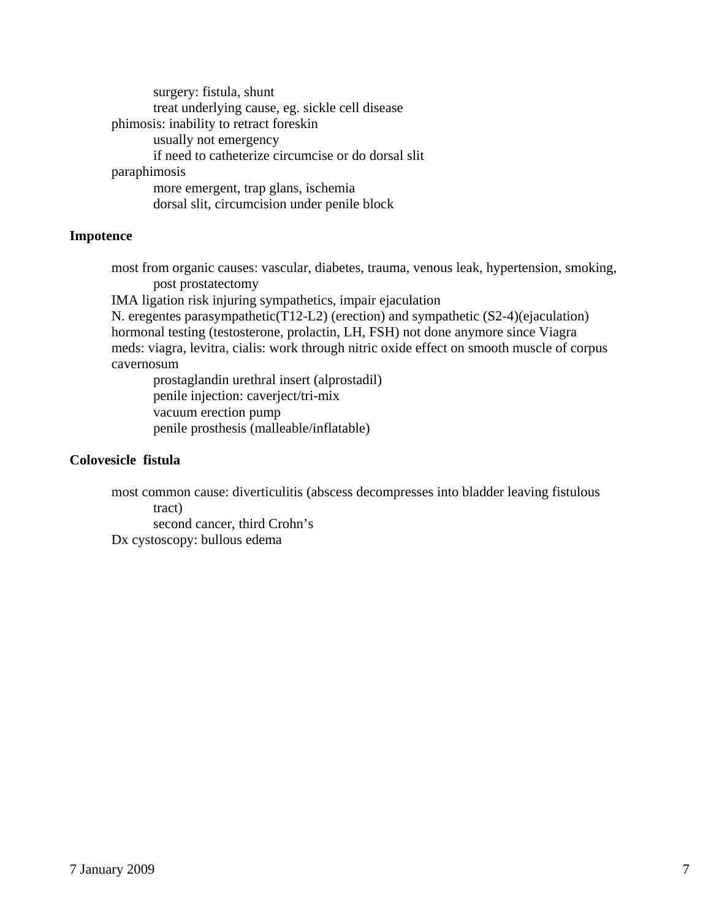- surgery: fistula, shunt
- treat underlying cause, eg. sickle cell disease

phimosis: inability to retract foreskin
- usually not emergency
- if need to catheterize circumcise or do dorsal slit

paraphimosis
- more emergent, trap glans, ischemia
- dorsal slit, circumcision under penile block

**Impotence**

most from organic causes: vascular, diabetes, trauma, venous leak, hypertension, smoking, post prostatectomy

IMA ligation risk injuring sympathetics, impair ejaculation

N. eregentes parasympathetic(T12-L2) (erection) and sympathetic (S2-4)(ejaculation)

hormonal testing (testosterone, prolactin, LH, FSH) not done anymore since Viagra

meds: viagra, levitra, cialis: work through nitric oxide effect on smooth muscle of corpus cavernosum
- prostaglandin urethral insert (alprostadil)
- penile injection: caverject/tri-mix
- vacuum erection pump
- penile prosthesis (malleable/inflatable)

**Colovesicle fistula**

most common cause: diverticulitis (abscess decompresses into bladder leaving fistulous tract)
- second cancer, third Crohn's

Dx cystoscopy: bullous edema